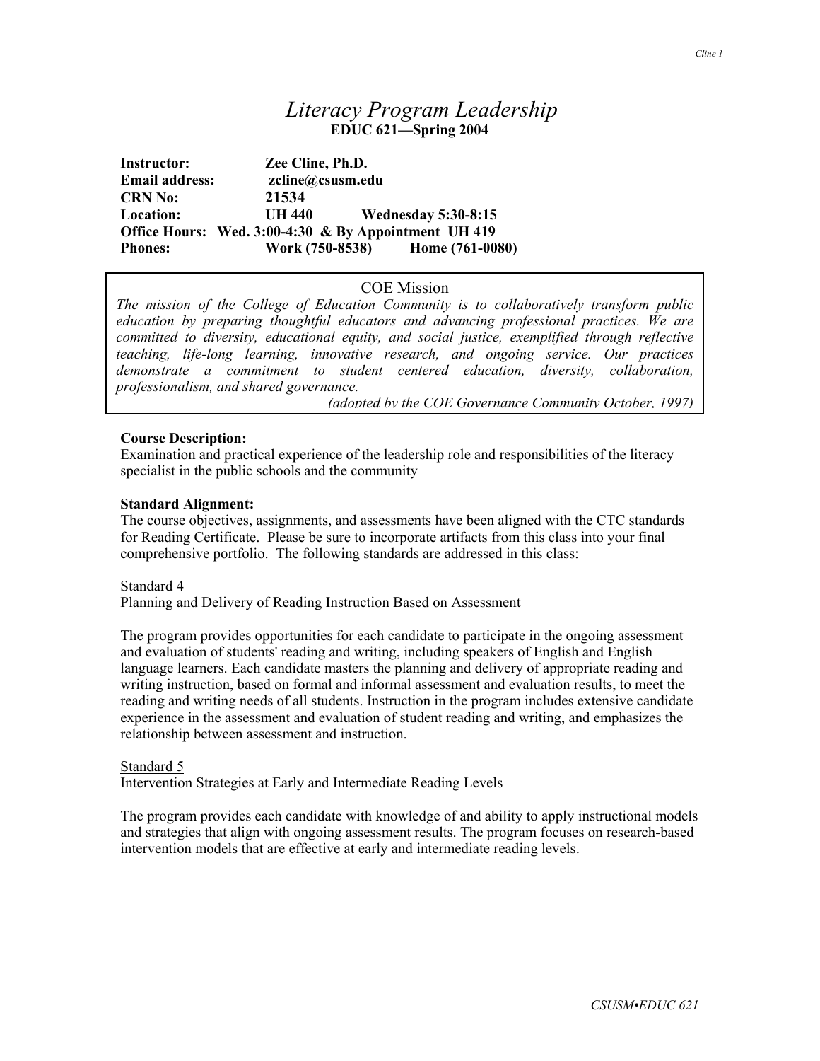# *Literacy Program Leadership*

**EDUC 621—Spring 2004**

**Instructor:** Zee Cline, Ph.D.
**Email address:** zcline@csusm.edu
**CRN No:** 21534
**Location:** UH 440 Wednesday 5:30-8:15
**Office Hours:** Wed. 3:00-4:30 & By Appointment UH 419
**Phones:** Work (750-8538) Home (761-0080)

## COE Mission

*The mission of the College of Education Community is to collaboratively transform public education by preparing thoughtful educators and advancing professional practices. We are committed to diversity, educational equity, and social justice, exemplified through reflective teaching, life-long learning, innovative research, and ongoing service. Our practices demonstrate a commitment to student centered education, diversity, collaboration, professionalism, and shared governance.*

*(adopted by the COE Governance Community October, 1997)*

**Course Description:**
Examination and practical experience of the leadership role and responsibilities of the literacy specialist in the public schools and the community

**Standard Alignment:**
The course objectives, assignments, and assessments have been aligned with the CTC standards for Reading Certificate. Please be sure to incorporate artifacts from this class into your final comprehensive portfolio. The following standards are addressed in this class:

<u>Standard 4</u>
Planning and Delivery of Reading Instruction Based on Assessment

The program provides opportunities for each candidate to participate in the ongoing assessment and evaluation of students' reading and writing, including speakers of English and English language learners. Each candidate masters the planning and delivery of appropriate reading and writing instruction, based on formal and informal assessment and evaluation results, to meet the reading and writing needs of all students. Instruction in the program includes extensive candidate experience in the assessment and evaluation of student reading and writing, and emphasizes the relationship between assessment and instruction.

<u>Standard 5</u>
Intervention Strategies at Early and Intermediate Reading Levels

The program provides each candidate with knowledge of and ability to apply instructional models and strategies that align with ongoing assessment results. The program focuses on research-based intervention models that are effective at early and intermediate reading levels.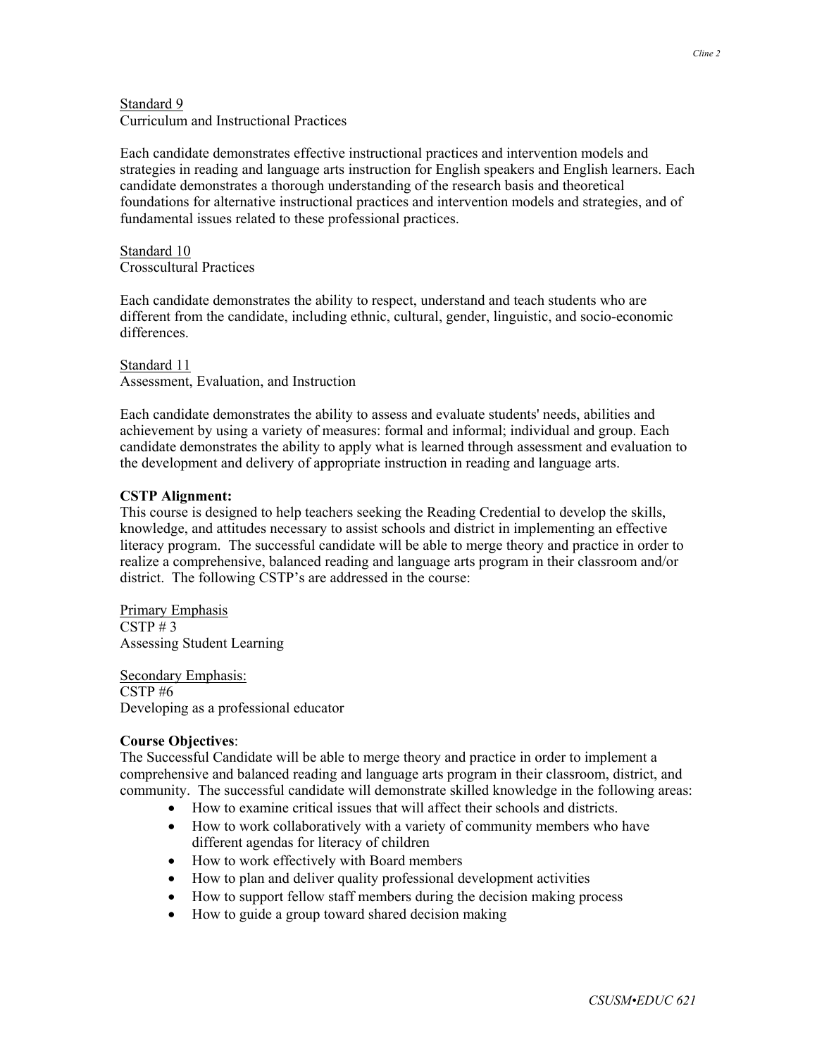Standard 9
Curriculum and Instructional Practices

Each candidate demonstrates effective instructional practices and intervention models and strategies in reading and language arts instruction for English speakers and English learners. Each candidate demonstrates a thorough understanding of the research basis and theoretical foundations for alternative instructional practices and intervention models and strategies, and of fundamental issues related to these professional practices.

Standard 10
Crosscultural Practices

Each candidate demonstrates the ability to respect, understand and teach students who are different from the candidate, including ethnic, cultural, gender, linguistic, and socio-economic differences.

Standard 11
Assessment, Evaluation, and Instruction

Each candidate demonstrates the ability to assess and evaluate students' needs, abilities and achievement by using a variety of measures: formal and informal; individual and group. Each candidate demonstrates the ability to apply what is learned through assessment and evaluation to the development and delivery of appropriate instruction in reading and language arts.

**CSTP Alignment:**
This course is designed to help teachers seeking the Reading Credential to develop the skills, knowledge, and attitudes necessary to assist schools and district in implementing an effective literacy program. The successful candidate will be able to merge theory and practice in order to realize a comprehensive, balanced reading and language arts program in their classroom and/or district. The following CSTP's are addressed in the course:

Primary Emphasis
CSTP # 3
Assessing Student Learning

Secondary Emphasis:
CSTP #6
Developing as a professional educator

**Course Objectives**:
The Successful Candidate will be able to merge theory and practice in order to implement a comprehensive and balanced reading and language arts program in their classroom, district, and community. The successful candidate will demonstrate skilled knowledge in the following areas:

- How to examine critical issues that will affect their schools and districts.
- How to work collaboratively with a variety of community members who have different agendas for literacy of children
- How to work effectively with Board members
- How to plan and deliver quality professional development activities
- How to support fellow staff members during the decision making process
- How to guide a group toward shared decision making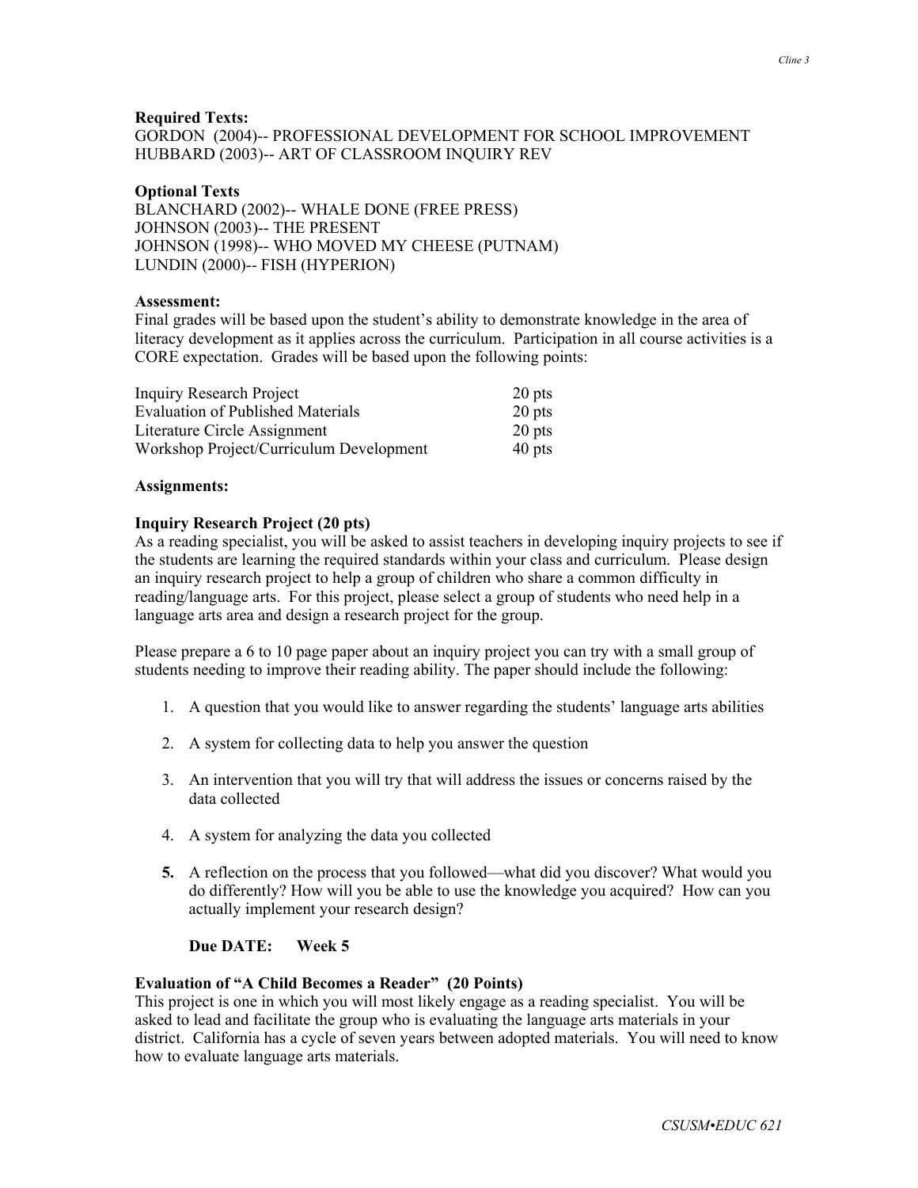**Required Texts:**
GORDON (2004)-- PROFESSIONAL DEVELOPMENT FOR SCHOOL IMPROVEMENT
HUBBARD (2003)-- ART OF CLASSROOM INQUIRY REV

**Optional Texts**
BLANCHARD (2002)-- WHALE DONE (FREE PRESS)
JOHNSON (2003)-- THE PRESENT
JOHNSON (1998)-- WHO MOVED MY CHEESE (PUTNAM)
LUNDIN (2000)-- FISH (HYPERION)

**Assessment:**
Final grades will be based upon the student's ability to demonstrate knowledge in the area of literacy development as it applies across the curriculum. Participation in all course activities is a CORE expectation. Grades will be based upon the following points:

| | |
|---|---|
| Inquiry Research Project | 20 pts |
| Evaluation of Published Materials | 20 pts |
| Literature Circle Assignment | 20 pts |
| Workshop Project/Curriculum Development | 40 pts |

**Assignments:**

**Inquiry Research Project (20 pts)**
As a reading specialist, you will be asked to assist teachers in developing inquiry projects to see if the students are learning the required standards within your class and curriculum. Please design an inquiry research project to help a group of children who share a common difficulty in reading/language arts. For this project, please select a group of students who need help in a language arts area and design a research project for the group.

Please prepare a 6 to 10 page paper about an inquiry project you can try with a small group of students needing to improve their reading ability. The paper should include the following:

1. A question that you would like to answer regarding the students' language arts abilities
2. A system for collecting data to help you answer the question
3. An intervention that you will try that will address the issues or concerns raised by the data collected
4. A system for analyzing the data you collected
5. A reflection on the process that you followed—what did you discover? What would you do differently? How will you be able to use the knowledge you acquired? How can you actually implement your research design?

**Due DATE: Week 5**

**Evaluation of "A Child Becomes a Reader" (20 Points)**
This project is one in which you will most likely engage as a reading specialist. You will be asked to lead and facilitate the group who is evaluating the language arts materials in your district. California has a cycle of seven years between adopted materials. You will need to know how to evaluate language arts materials.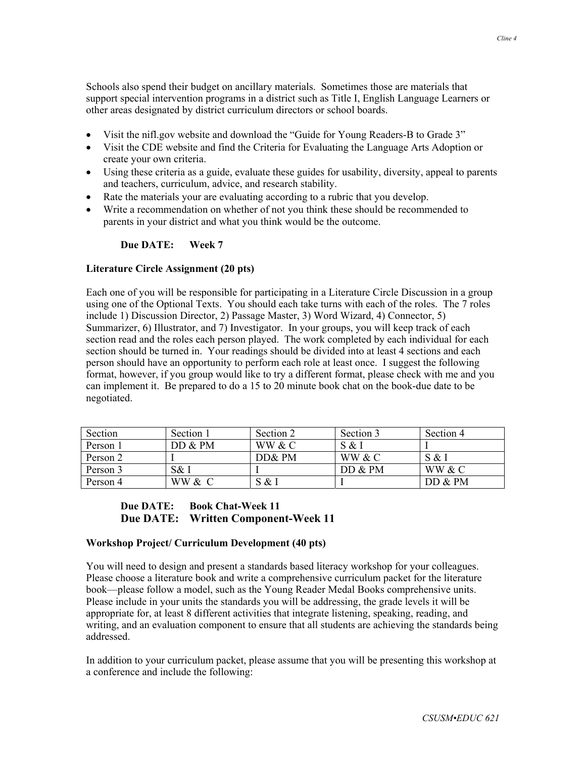Schools also spend their budget on ancillary materials. Sometimes those are materials that support special intervention programs in a district such as Title I, English Language Learners or other areas designated by district curriculum directors or school boards.

- Visit the nifl.gov website and download the "Guide for Young Readers-B to Grade 3"
- Visit the CDE website and find the Criteria for Evaluating the Language Arts Adoption or create your own criteria.
- Using these criteria as a guide, evaluate these guides for usability, diversity, appeal to parents and teachers, curriculum, advice, and research stability.
- Rate the materials your are evaluating according to a rubric that you develop.
- Write a recommendation on whether of not you think these should be recommended to parents in your district and what you think would be the outcome.

**Due DATE: Week 7**

**Literature Circle Assignment (20 pts)**

Each one of you will be responsible for participating in a Literature Circle Discussion in a group using one of the Optional Texts. You should each take turns with each of the roles. The 7 roles include 1) Discussion Director, 2) Passage Master, 3) Word Wizard, 4) Connector, 5) Summarizer, 6) Illustrator, and 7) Investigator. In your groups, you will keep track of each section read and the roles each person played. The work completed by each individual for each section should be turned in. Your readings should be divided into at least 4 sections and each person should have an opportunity to perform each role at least once. I suggest the following format, however, if you group would like to try a different format, please check with me and you can implement it. Be prepared to do a 15 to 20 minute book chat on the book-due date to be negotiated.

| Section | Section 1 | Section 2 | Section 3 | Section 4 |
|---|---|---|---|---|
| Person 1 | DD & PM | WW & C | S & I | I |
| Person 2 | I | DD& PM | WW & C | S & I |
| Person 3 | S& I | I | DD & PM | WW & C |
| Person 4 | WW & C | S & I | I | DD & PM |

**Due DATE: Book Chat-Week 11**
**Due DATE: Written Component-Week 11**

**Workshop Project/ Curriculum Development (40 pts)**

You will need to design and present a standards based literacy workshop for your colleagues. Please choose a literature book and write a comprehensive curriculum packet for the literature book—please follow a model, such as the Young Reader Medal Books comprehensive units. Please include in your units the standards you will be addressing, the grade levels it will be appropriate for, at least 8 different activities that integrate listening, speaking, reading, and writing, and an evaluation component to ensure that all students are achieving the standards being addressed.

In addition to your curriculum packet, please assume that you will be presenting this workshop at a conference and include the following: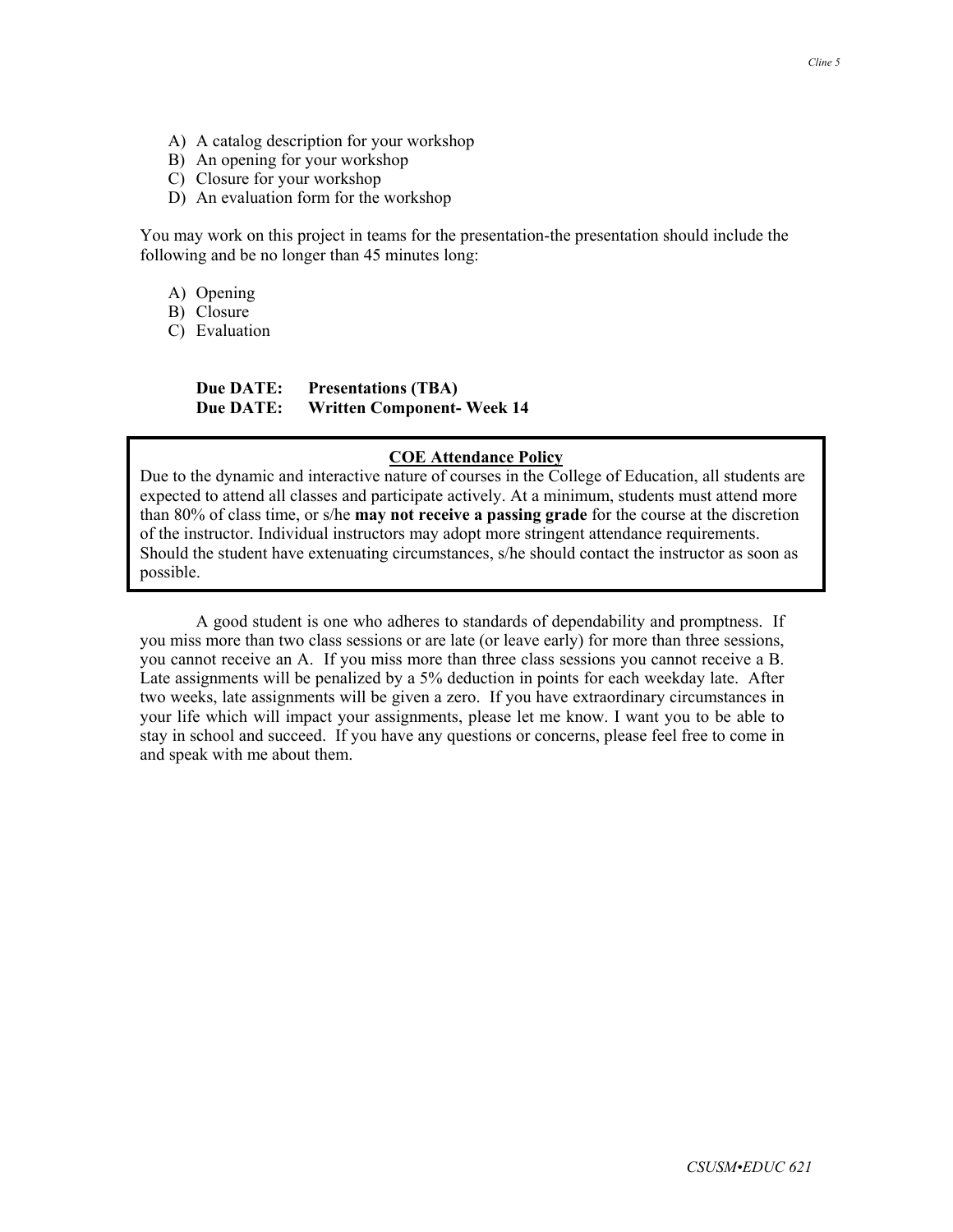A) A catalog description for your workshop
B) An opening for your workshop
C) Closure for your workshop
D) An evaluation form for the workshop

You may work on this project in teams for the presentation-the presentation should include the following and be no longer than 45 minutes long:

A) Opening
B) Closure
C) Evaluation

**Due DATE: Presentations (TBA)**
**Due DATE: Written Component- Week 14**

**COE Attendance Policy**

Due to the dynamic and interactive nature of courses in the College of Education, all students are expected to attend all classes and participate actively. At a minimum, students must attend more than 80% of class time, or s/he **may not receive a passing grade** for the course at the discretion of the instructor. Individual instructors may adopt more stringent attendance requirements. Should the student have extenuating circumstances, s/he should contact the instructor as soon as possible.

A good student is one who adheres to standards of dependability and promptness. If you miss more than two class sessions or are late (or leave early) for more than three sessions, you cannot receive an A. If you miss more than three class sessions you cannot receive a B. Late assignments will be penalized by a 5% deduction in points for each weekday late. After two weeks, late assignments will be given a zero. If you have extraordinary circumstances in your life which will impact your assignments, please let me know. I want you to be able to stay in school and succeed. If you have any questions or concerns, please feel free to come in and speak with me about them.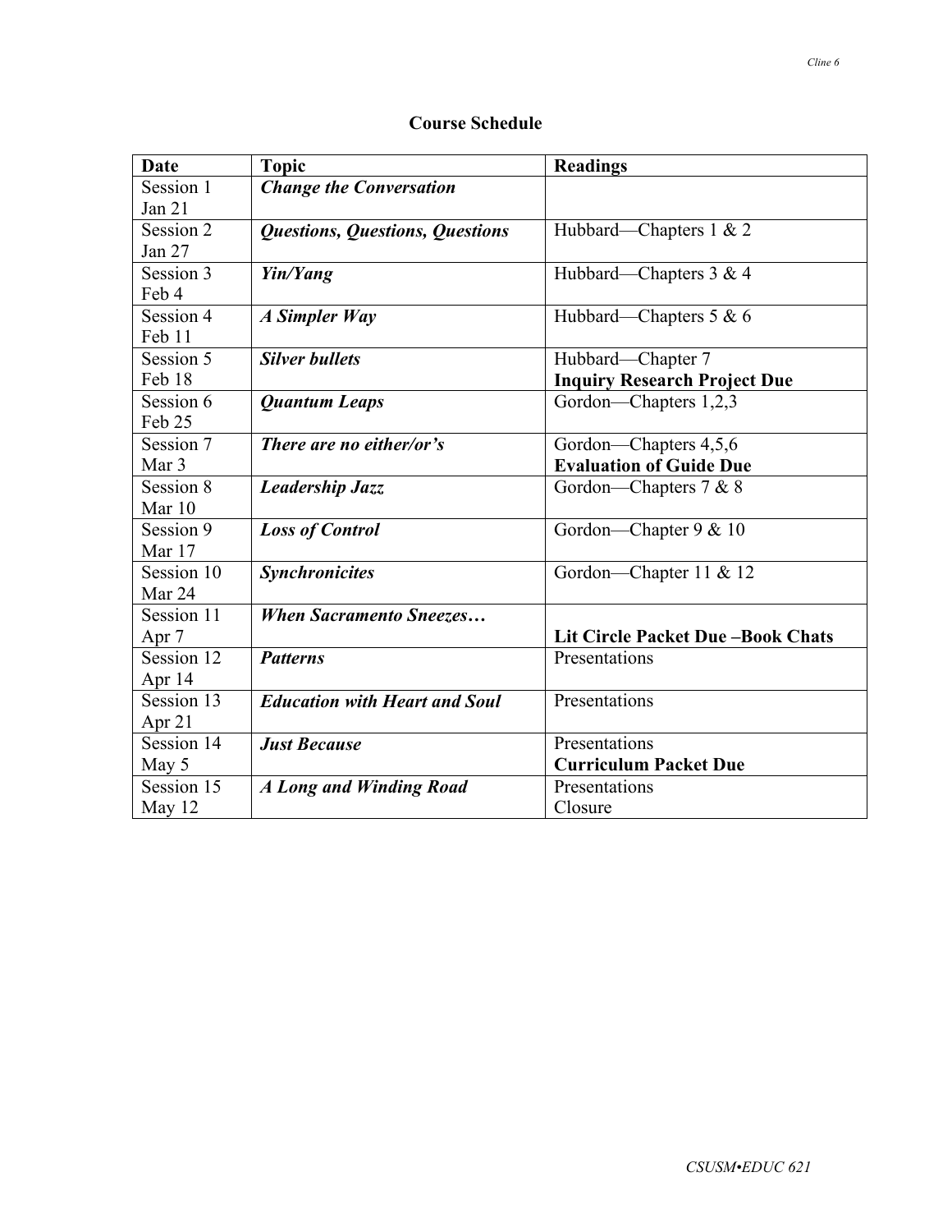## Course Schedule

| Date | Topic | Readings |
|---|---|---|
| Session 1<br>Jan 21 | ***Change the Conversation*** | |
| Session 2<br>Jan 27 | ***Questions, Questions, Questions*** | Hubbard—Chapters 1 & 2 |
| Session 3<br>Feb 4 | ***Yin/Yang*** | Hubbard—Chapters 3 & 4 |
| Session 4<br>Feb 11 | ***A Simpler Way*** | Hubbard—Chapters 5 & 6 |
| Session 5<br>Feb 18 | ***Silver bullets*** | Hubbard—Chapter 7<br>**Inquiry Research Project Due** |
| Session 6<br>Feb 25 | ***Quantum Leaps*** | Gordon—Chapters 1,2,3 |
| Session 7<br>Mar 3 | ***There are no either/or's*** | Gordon—Chapters 4,5,6<br>**Evaluation of Guide Due** |
| Session 8<br>Mar 10 | ***Leadership Jazz*** | Gordon—Chapters 7 & 8 |
| Session 9<br>Mar 17 | ***Loss of Control*** | Gordon—Chapter 9 & 10 |
| Session 10<br>Mar 24 | ***Synchronicites*** | Gordon—Chapter 11 & 12 |
| Session 11<br>Apr 7 | ***When Sacramento Sneezes…*** | **Lit Circle Packet Due –Book Chats** |
| Session 12<br>Apr 14 | ***Patterns*** | Presentations |
| Session 13<br>Apr 21 | ***Education with Heart and Soul*** | Presentations |
| Session 14<br>May 5 | ***Just Because*** | Presentations<br>**Curriculum Packet Due** |
| Session 15<br>May 12 | ***A Long and Winding Road*** | Presentations<br>Closure |